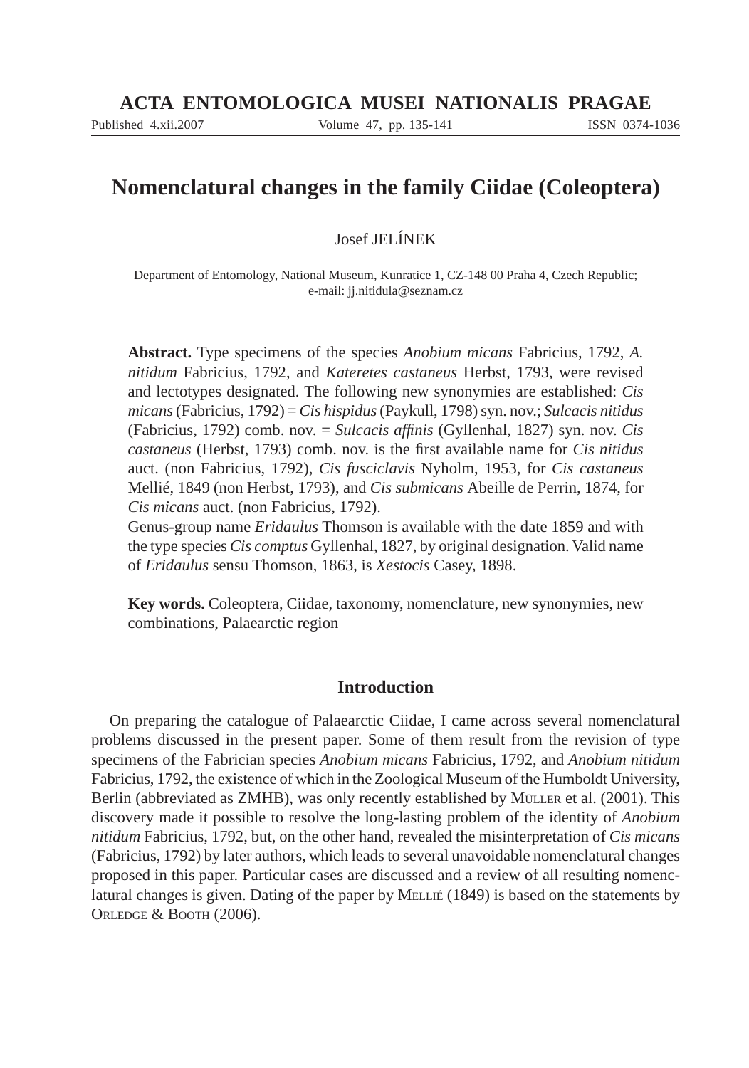# Nomenclatural changes in the family Ciidae (Coleoptera)

Josef JELÍNEK

Department of Entomology, National Museum, Kunratice 1, CZ-148 00 Praha 4, Czech Republic; e-mail: jj.nitidula@seznam.cz

**Abstract.** Type specimens of the species *Anobium micans* Fabricius, 1792, *A. nitidum* Fabricius, 1792, and *Kateretes castaneus* Herbst, 1793, were revised and lectotypes designated. The following new synonymies are established: *Cis micans* (Fabricius, 1792) = *Cis hispidus* (Paykull, 1798) syn. nov.; *Sulcacis nitidus* (Fabricius, 1792) comb. nov. = *Sulcacis affinis* (Gyllenhal, 1827) syn. nov. *Cis castaneus* (Herbst, 1793) comb. nov. is the first available name for *Cis nitidus* auct. (non Fabricius, 1792), *Cis fusciclavis* Nyholm, 1953, for *Cis castaneus* Mellié, 1849 (non Herbst, 1793), and *Cis submicans* Abeille de Perrin, 1874, for *Cis micans* auct. (non Fabricius, 1792).

Genus-group name *Eridaulus* Thomson is available with the date 1859 and with the type species *Cis comptus* Gyllenhal, 1827, by original designation. Valid name of *Eridaulus* sensu Thomson, 1863, is *Xestocis* Casey, 1898.

**Key words.** Coleoptera, Ciidae, taxonomy, nomenclature, new synonymies, new combinations, Palaearctic region

## Introduction

On preparing the catalogue of Palaearctic Ciidae, I came across several nomenclatural problems discussed in the present paper. Some of them result from the revision of type specimens of the Fabrician species *Anobium micans* Fabricius, 1792, and *Anobium nitidum* Fabricius, 1792, the existence of which in the Zoological Museum of the Humboldt University, Berlin (abbreviated as ZMHB), was only recently established by Müller et al. (2001). This discovery made it possible to resolve the long-lasting problem of the identity of *Anobium nitidum* Fabricius, 1792, but, on the other hand, revealed the misinterpretation of *Cis micans* (Fabricius, 1792) by later authors, which leads to several unavoidable nomenclatural changes proposed in this paper. Particular cases are discussed and a review of all resulting nomenclatural changes is given. Dating of the paper by Mellié (1849) is based on the statements by Orledge & Booth (2006).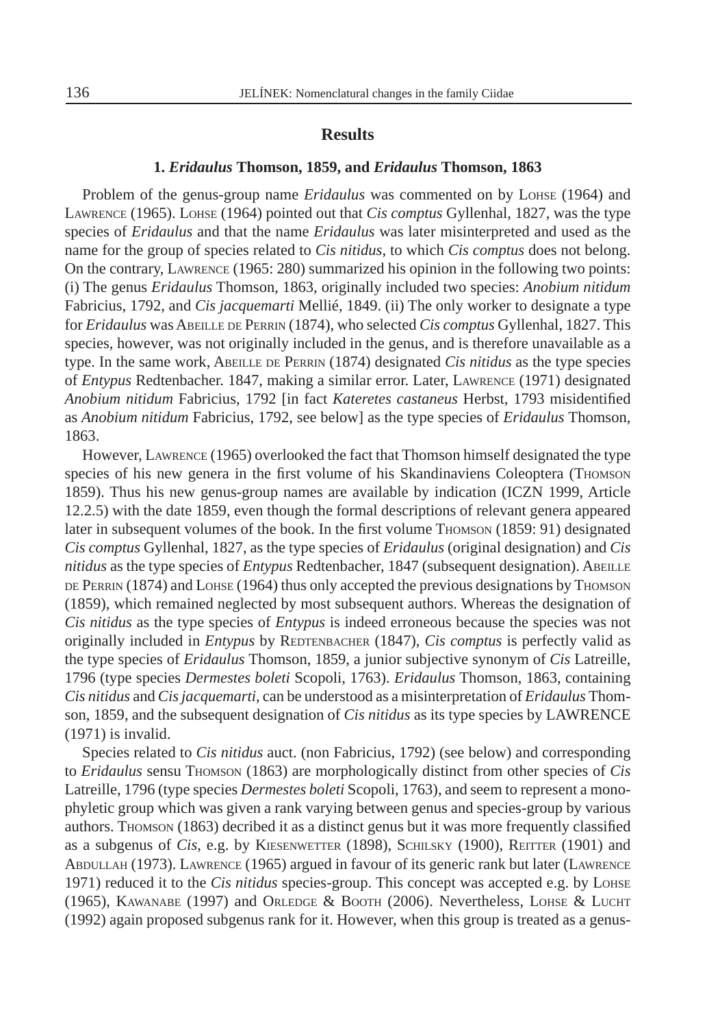## Results

### 1. *Eridaulus* Thomson, 1859, and *Eridaulus* Thomson, 1863

Problem of the genus-group name *Eridaulus* was commented on by Lohse (1964) and Lawrence (1965). Lohse (1964) pointed out that *Cis comptus* Gyllenhal, 1827, was the type species of *Eridaulus* and that the name *Eridaulus* was later misinterpreted and used as the name for the group of species related to *Cis nitidus*, to which *Cis comptus* does not belong. On the contrary, Lawrence (1965: 280) summarized his opinion in the following two points: (i) The genus *Eridaulus* Thomson, 1863, originally included two species: *Anobium nitidum* Fabricius, 1792, and *Cis jacquemarti* Mellié, 1849. (ii) The only worker to designate a type for *Eridaulus* was Abeille de Perrin (1874), who selected *Cis comptus* Gyllenhal, 1827. This species, however, was not originally included in the genus, and is therefore unavailable as a type. In the same work, Abeille de Perrin (1874) designated *Cis nitidus* as the type species of *Entypus* Redtenbacher. 1847, making a similar error. Later, Lawrence (1971) designated *Anobium nitidum* Fabricius, 1792 [in fact *Kateretes castaneus* Herbst, 1793 misidentified as *Anobium nitidum* Fabricius, 1792, see below] as the type species of *Eridaulus* Thomson, 1863.

However, Lawrence (1965) overlooked the fact that Thomson himself designated the type species of his new genera in the first volume of his Skandinaviens Coleoptera (Thomson 1859). Thus his new genus-group names are available by indication (ICZN 1999, Article 12.2.5) with the date 1859, even though the formal descriptions of relevant genera appeared later in subsequent volumes of the book. In the first volume Thomson (1859: 91) designated *Cis comptus* Gyllenhal, 1827, as the type species of *Eridaulus* (original designation) and *Cis nitidus* as the type species of *Entypus* Redtenbacher, 1847 (subsequent designation). Abeille de Perrin (1874) and Lohse (1964) thus only accepted the previous designations by Thomson (1859), which remained neglected by most subsequent authors. Whereas the designation of *Cis nitidus* as the type species of *Entypus* is indeed erroneous because the species was not originally included in *Entypus* by Redtenbacher (1847), *Cis comptus* is perfectly valid as the type species of *Eridaulus* Thomson, 1859, a junior subjective synonym of *Cis* Latreille, 1796 (type species *Dermestes boleti* Scopoli, 1763). *Eridaulus* Thomson, 1863, containing *Cis nitidus* and *Cis jacquemarti*, can be understood as a misinterpretation of *Eridaulus* Thomson, 1859, and the subsequent designation of *Cis nitidus* as its type species by LAWRENCE (1971) is invalid.

Species related to *Cis nitidus* auct. (non Fabricius, 1792) (see below) and corresponding to *Eridaulus* sensu Thomson (1863) are morphologically distinct from other species of *Cis* Latreille, 1796 (type species *Dermestes boleti* Scopoli, 1763), and seem to represent a monophyletic group which was given a rank varying between genus and species-group by various authors. Thomson (1863) decribed it as a distinct genus but it was more frequently classified as a subgenus of *Cis*, e.g. by Kiesenwetter (1898), Schilsky (1900), Reitter (1901) and Abdullah (1973). Lawrence (1965) argued in favour of its generic rank but later (Lawrence 1971) reduced it to the *Cis nitidus* species-group. This concept was accepted e.g. by Lohse (1965), Kawanabe (1997) and Orledge & Booth (2006). Nevertheless, Lohse & Lucht (1992) again proposed subgenus rank for it. However, when this group is treated as a genus-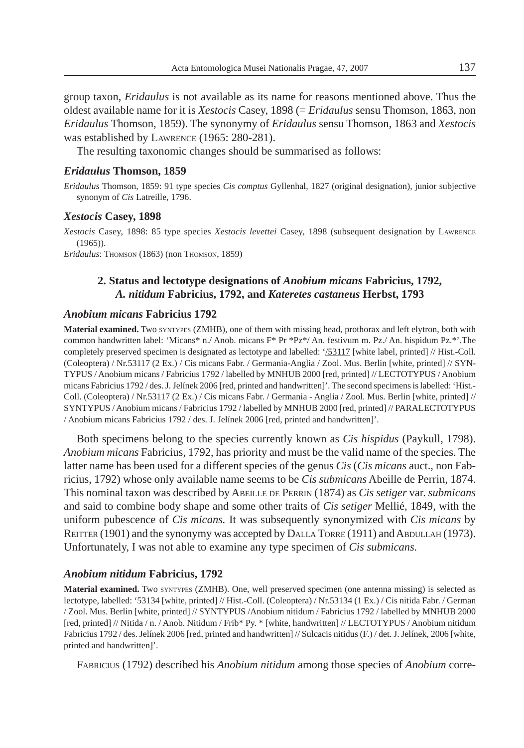group taxon, *Eridaulus* is not available as its name for reasons mentioned above. Thus the oldest available name for it is *Xestocis* Casey, 1898 (= *Eridaulus* sensu Thomson, 1863, non *Eridaulus* Thomson, 1859). The synonymy of *Eridaulus* sensu Thomson, 1863 and *Xestocis* was established by Lawrence (1965: 280-281).

The resulting taxonomic changes should be summarised as follows:

### *Eridaulus* Thomson, 1859

*Eridaulus* Thomson, 1859: 91 type species *Cis comptus* Gyllenhal, 1827 (original designation), junior subjective synonym of *Cis* Latreille, 1796.

### *Xestocis* Casey, 1898

*Xestocis* Casey, 1898: 85 type species *Xestocis levettei* Casey, 1898 (subsequent designation by Lawrence (1965)).
*Eridaulus*: Thomson (1863) (non Thomson, 1859)

## 2. Status and lectotype designations of *Anobium micans* Fabricius, 1792, *A. nitidum* Fabricius, 1792, and *Kateretes castaneus* Herbst, 1793

### *Anobium micans* Fabricius 1792

**Material examined.** Two syntypes (ZMHB), one of them with missing head, prothorax and left elytron, both with common handwritten label: 'Micans* n./ Anob. micans F* Pr *Pz*/ An. festivum m. Pz./ An. hispidum Pz.*'.The completely preserved specimen is designated as lectotype and labelled: '/53117 [white label, printed] // Hist.-Coll. (Coleoptera) / Nr.53117 (2 Ex.) / Cis micans Fabr. / Germania-Anglia / Zool. Mus. Berlin [white, printed] // SYNTYPUS / Anobium micans / Fabricius 1792 / labelled by MNHUB 2000 [red, printed] // LECTOTYPUS / Anobium micans Fabricius 1792 / des. J. Jelínek 2006 [red, printed and handwritten]'. The second specimens is labelled: 'Hist.-Coll. (Coleoptera) / Nr.53117 (2 Ex.) / Cis micans Fabr. / Germania - Anglia / Zool. Mus. Berlin [white, printed] // SYNTYPUS / Anobium micans / Fabricius 1792 / labelled by MNHUB 2000 [red, printed] // PARALECTOTYPUS / Anobium micans Fabricius 1792 / des. J. Jelínek 2006 [red, printed and handwritten]'.

Both specimens belong to the species currently known as *Cis hispidus* (Paykull, 1798). *Anobium micans* Fabricius, 1792, has priority and must be the valid name of the species. The latter name has been used for a different species of the genus *Cis* (*Cis micans* auct., non Fabricius, 1792) whose only available name seems to be *Cis submicans* Abeille de Perrin, 1874. This nominal taxon was described by Abeille de Perrin (1874) as *Cis setiger* var. *submicans* and said to combine body shape and some other traits of *Cis setiger* Mellié, 1849, with the uniform pubescence of *Cis micans.* It was subsequently synonymized with *Cis micans* by Reitter (1901) and the synonymy was accepted by Dalla Torre (1911) and Abdullah (1973). Unfortunately, I was not able to examine any type specimen of *Cis submicans.*

### *Anobium nitidum* Fabricius, 1792

**Material examined.** Two syntypes (ZMHB). One, well preserved specimen (one antenna missing) is selected as lectotype, labelled: '53134 [white, printed] // Hist.-Coll. (Coleoptera) / Nr.53134 (1 Ex.) / Cis nitida Fabr. / German / Zool. Mus. Berlin [white, printed] // SYNTYPUS /Anobium nitidum / Fabricius 1792 / labelled by MNHUB 2000 [red, printed] // Nitida / n. / Anob. Nitidum / Frib* Py. * [white, handwritten] // LECTOTYPUS / Anobium nitidum Fabricius 1792 / des. Jelínek 2006 [red, printed and handwritten] // Sulcacis nitidus (F.) / det. J. Jelínek, 2006 [white, printed and handwritten]'.

Fabricius (1792) described his *Anobium nitidum* among those species of *Anobium* corre-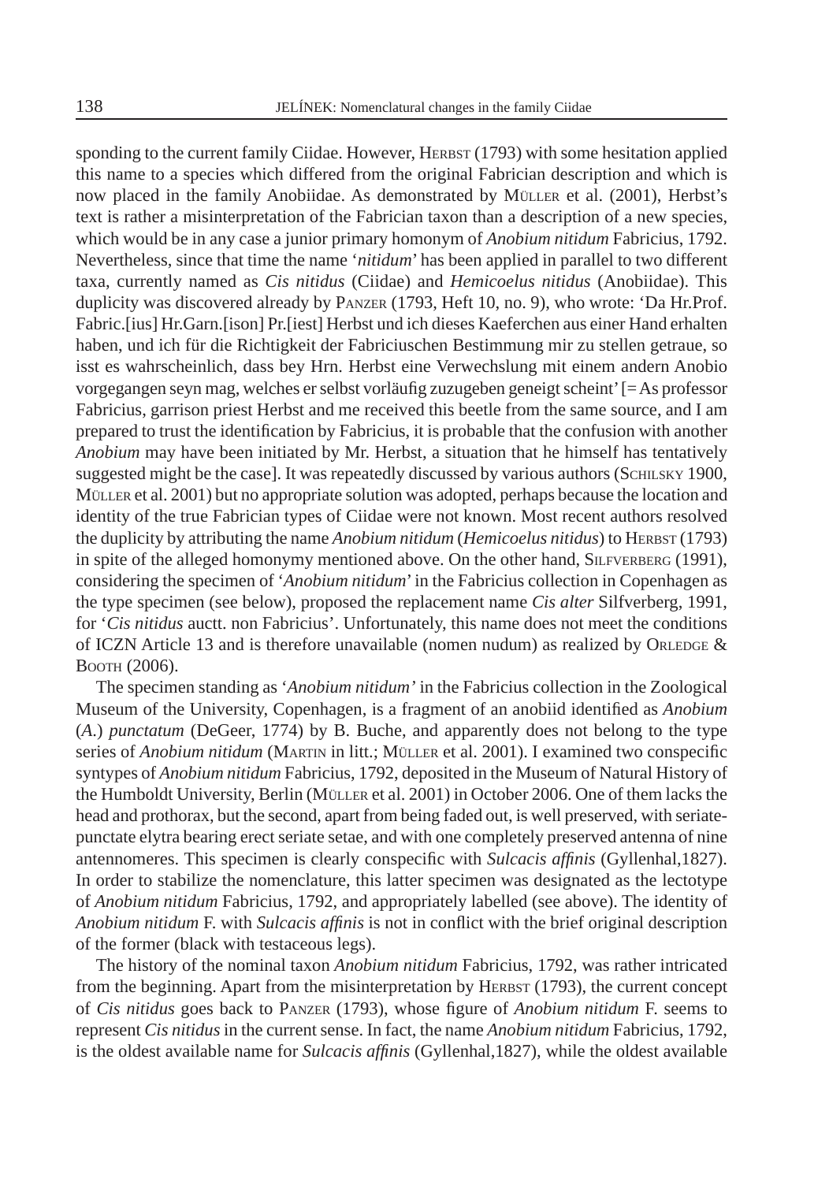sponding to the current family Ciidae. However, Herbst (1793) with some hesitation applied this name to a species which differed from the original Fabrician description and which is now placed in the family Anobiidae. As demonstrated by Müller et al. (2001), Herbst's text is rather a misinterpretation of the Fabrician taxon than a description of a new species, which would be in any case a junior primary homonym of *Anobium nitidum* Fabricius, 1792. Nevertheless, since that time the name '*nitidum*' has been applied in parallel to two different taxa, currently named as *Cis nitidus* (Ciidae) and *Hemicoelus nitidus* (Anobiidae). This duplicity was discovered already by Panzer (1793, Heft 10, no. 9), who wrote: 'Da Hr.Prof. Fabric.[ius] Hr.Garn.[ison] Pr.[iest] Herbst und ich dieses Kaeferchen aus einer Hand erhalten haben, und ich für die Richtigkeit der Fabriciuschen Bestimmung mir zu stellen getraue, so isst es wahrscheinlich, dass bey Hrn. Herbst eine Verwechslung mit einem andern Anobio vorgegangen seyn mag, welches er selbst vorläufig zuzugeben geneigt scheint' [= As professor Fabricius, garrison priest Herbst and me received this beetle from the same source, and I am prepared to trust the identification by Fabricius, it is probable that the confusion with another *Anobium* may have been initiated by Mr. Herbst, a situation that he himself has tentatively suggested might be the case]. It was repeatedly discussed by various authors (Schilsky 1900, Müller et al. 2001) but no appropriate solution was adopted, perhaps because the location and identity of the true Fabrician types of Ciidae were not known. Most recent authors resolved the duplicity by attributing the name *Anobium nitidum* (*Hemicoelus nitidus*) to Herbst (1793) in spite of the alleged homonymy mentioned above. On the other hand, Silfverberg (1991), considering the specimen of '*Anobium nitidum*' in the Fabricius collection in Copenhagen as the type specimen (see below), proposed the replacement name *Cis alter* Silfverberg, 1991, for '*Cis nitidus* auctt. non Fabricius'. Unfortunately, this name does not meet the conditions of ICZN Article 13 and is therefore unavailable (nomen nudum) as realized by Orledge & Booth (2006).

The specimen standing as '*Anobium nitidum'* in the Fabricius collection in the Zoological Museum of the University, Copenhagen, is a fragment of an anobiid identified as *Anobium* (*A.*) *punctatum* (DeGeer, 1774) by B. Buche, and apparently does not belong to the type series of *Anobium nitidum* (Martin in litt.; Müller et al. 2001). I examined two conspecific syntypes of *Anobium nitidum* Fabricius, 1792, deposited in the Museum of Natural History of the Humboldt University, Berlin (Müller et al. 2001) in October 2006. One of them lacks the head and prothorax, but the second, apart from being faded out, is well preserved, with seriate-punctate elytra bearing erect seriate setae, and with one completely preserved antenna of nine antennomeres. This specimen is clearly conspecific with *Sulcacis affinis* (Gyllenhal,1827). In order to stabilize the nomenclature, this latter specimen was designated as the lectotype of *Anobium nitidum* Fabricius, 1792, and appropriately labelled (see above). The identity of *Anobium nitidum* F. with *Sulcacis affinis* is not in conflict with the brief original description of the former (black with testaceous legs).

The history of the nominal taxon *Anobium nitidum* Fabricius, 1792, was rather intricated from the beginning. Apart from the misinterpretation by Herbst (1793), the current concept of *Cis nitidus* goes back to Panzer (1793), whose figure of *Anobium nitidum* F. seems to represent *Cis nitidus* in the current sense. In fact, the name *Anobium nitidum* Fabricius, 1792, is the oldest available name for *Sulcacis affinis* (Gyllenhal,1827), while the oldest available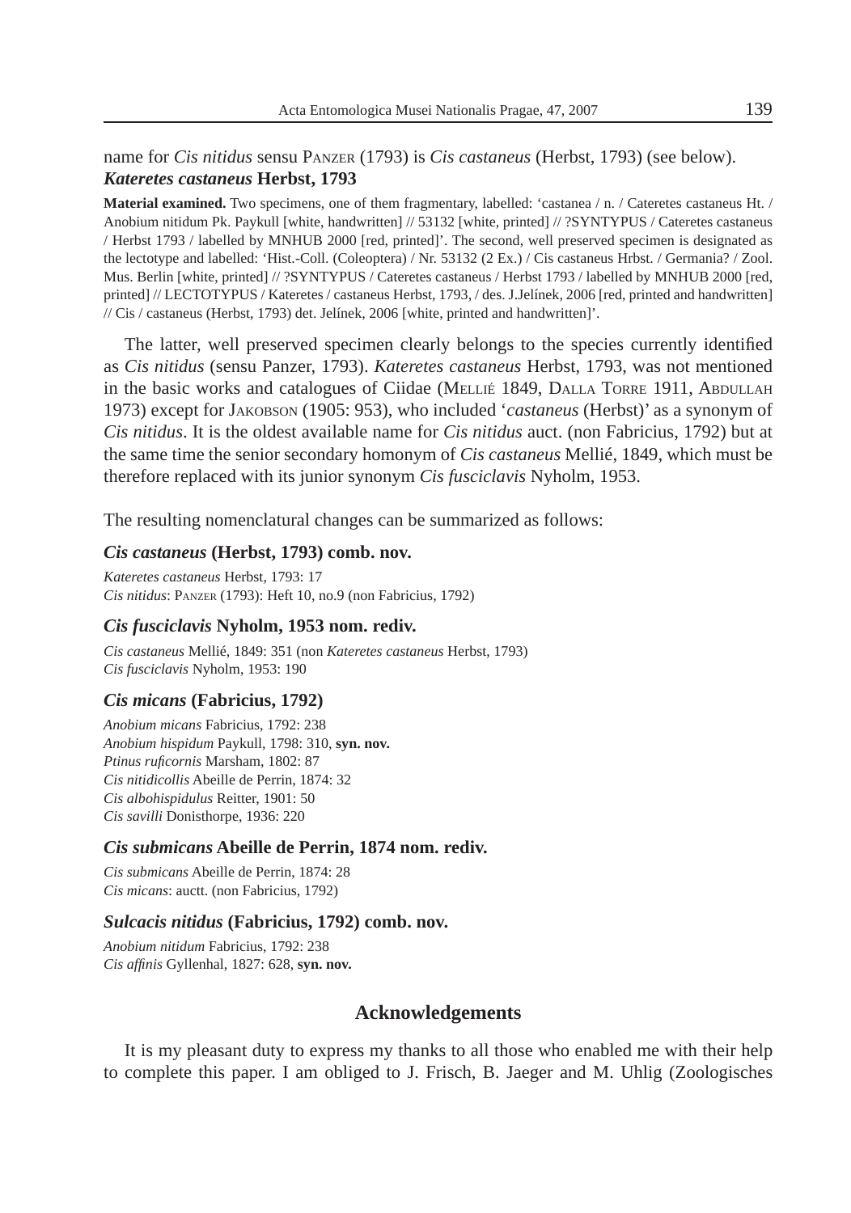name for *Cis nitidus* sensu Panzer (1793) is *Cis castaneus* (Herbst, 1793) (see below).

***Kateretes castaneus* Herbst, 1793**

**Material examined.** Two specimens, one of them fragmentary, labelled: 'castanea / n. / Cateretes castaneus Ht. / Anobium nitidum Pk. Paykull [white, handwritten] // 53132 [white, printed] // ?SYNTYPUS / Cateretes castaneus / Herbst 1793 / labelled by MNHUB 2000 [red, printed]'. The second, well preserved specimen is designated as the lectotype and labelled: 'Hist.-Coll. (Coleoptera) / Nr. 53132 (2 Ex.) / Cis castaneus Hrbst. / Germania? / Zool. Mus. Berlin [white, printed] // ?SYNTYPUS / Cateretes castaneus / Herbst 1793 / labelled by MNHUB 2000 [red, printed] // LECTOTYPUS / Kateretes / castaneus Herbst, 1793, / des. J.Jelínek, 2006 [red, printed and handwritten] // Cis / castaneus (Herbst, 1793) det. Jelínek, 2006 [white, printed and handwritten]'.

The latter, well preserved specimen clearly belongs to the species currently identified as *Cis nitidus* (sensu Panzer, 1793). *Kateretes castaneus* Herbst, 1793, was not mentioned in the basic works and catalogues of Ciidae (Mellié 1849, Dalla Torre 1911, Abdullah 1973) except for Jakobson (1905: 953), who included '*castaneus* (Herbst)' as a synonym of *Cis nitidus*. It is the oldest available name for *Cis nitidus* auct. (non Fabricius, 1792) but at the same time the senior secondary homonym of *Cis castaneus* Mellié, 1849, which must be therefore replaced with its junior synonym *Cis fusciclavis* Nyholm, 1953.

The resulting nomenclatural changes can be summarized as follows:

***Cis castaneus* (Herbst, 1793) comb. nov.**

*Kateretes castaneus* Herbst, 1793: 17
*Cis nitidus*: Panzer (1793): Heft 10, no.9 (non Fabricius, 1792)

***Cis fusciclavis* Nyholm, 1953 nom. rediv.**

*Cis castaneus* Mellié, 1849: 351 (non *Kateretes castaneus* Herbst, 1793)
*Cis fusciclavis* Nyholm, 1953: 190

***Cis micans* (Fabricius, 1792)**

*Anobium micans* Fabricius, 1792: 238
*Anobium hispidum* Paykull, 1798: 310, **syn. nov.**
*Ptinus ruficornis* Marsham, 1802: 87
*Cis nitidicollis* Abeille de Perrin, 1874: 32
*Cis albohispidulus* Reitter, 1901: 50
*Cis savilli* Donisthorpe, 1936: 220

***Cis submicans* Abeille de Perrin, 1874 nom. rediv.**

*Cis submicans* Abeille de Perrin, 1874: 28
*Cis micans*: auctt. (non Fabricius, 1792)

***Sulcacis nitidus* (Fabricius, 1792) comb. nov.**

*Anobium nitidum* Fabricius, 1792: 238
*Cis affinis* Gyllenhal, 1827: 628, **syn. nov.**

## Acknowledgements

It is my pleasant duty to express my thanks to all those who enabled me with their help to complete this paper. I am obliged to J. Frisch, B. Jaeger and M. Uhlig (Zoologisches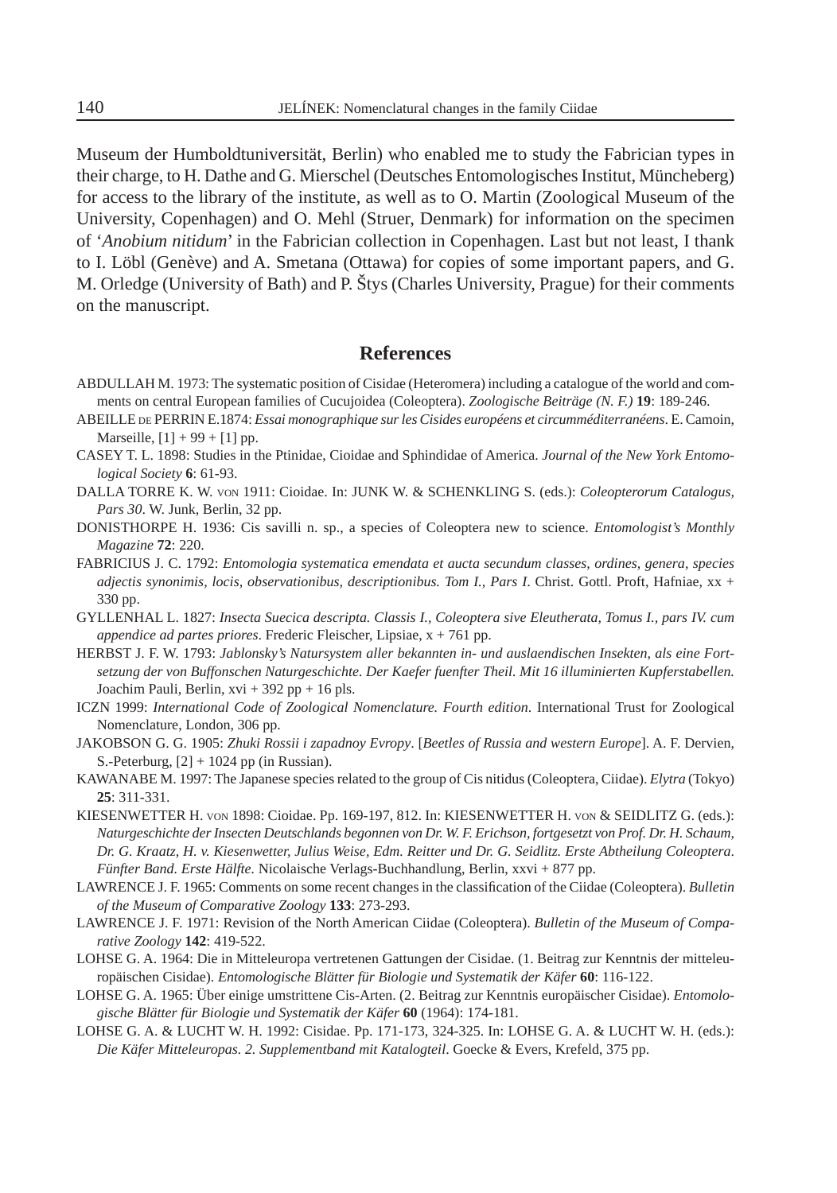Museum der Humboldtuniversität, Berlin) who enabled me to study the Fabrician types in their charge, to H. Dathe and G. Mierschel (Deutsches Entomologisches Institut, Müncheberg) for access to the library of the institute, as well as to O. Martin (Zoological Museum of the University, Copenhagen) and O. Mehl (Struer, Denmark) for information on the specimen of '*Anobium nitidum*' in the Fabrician collection in Copenhagen. Last but not least, I thank to I. Löbl (Genève) and A. Smetana (Ottawa) for copies of some important papers, and G. M. Orledge (University of Bath) and P. Štys (Charles University, Prague) for their comments on the manuscript.

## References

ABDULLAH M. 1973: The systematic position of Cisidae (Heteromera) including a catalogue of the world and comments on central European families of Cucujoidea (Coleoptera). *Zoologische Beiträge (N. F.)* **19**: 189-246.

ABEILLE DE PERRIN E. 1874: *Essai monographique sur les Cisides européens et circumméditerranéens*. E. Camoin, Marseille, [1] + 99 + [1] pp.

CASEY T. L. 1898: Studies in the Ptinidae, Cioidae and Sphindidae of America. *Journal of the New York Entomological Society* **6**: 61-93.

DALLA TORRE K. W. VON 1911: Cioidae. In: JUNK W. & SCHENKLING S. (eds.): *Coleopterorum Catalogus, Pars 30*. W. Junk, Berlin, 32 pp.

DONISTHORPE H. 1936: Cis savilli n. sp., a species of Coleoptera new to science. *Entomologist's Monthly Magazine* **72**: 220.

FABRICIUS J. C. 1792: *Entomologia systematica emendata et aucta secundum classes, ordines, genera, species adjectis synonimis, locis, observationibus, descriptionibus. Tom I., Pars I*. Christ. Gottl. Proft, Hafniae, xx + 330 pp.

GYLLENHAL L. 1827: *Insecta Suecica descripta. Classis I., Coleoptera sive Eleutherata, Tomus I., pars IV. cum appendice ad partes priores*. Frederic Fleischer, Lipsiae, x + 761 pp.

HERBST J. F. W. 1793: *Jablonsky's Natursystem aller bekannten in- und auslaendischen Insekten, als eine Fortsetzung der von Buffonschen Naturgeschichte. Der Kaefer fuenfter Theil. Mit 16 illuminierten Kupferstabellen.* Joachim Pauli, Berlin, xvi + 392 pp + 16 pls.

ICZN 1999: *International Code of Zoological Nomenclature. Fourth edition*. International Trust for Zoological Nomenclature, London, 306 pp.

JAKOBSON G. G. 1905: *Zhuki Rossii i zapadnoy Evropy*. [*Beetles of Russia and western Europe*]. A. F. Dervien, S.-Peterburg, [2] + 1024 pp (in Russian).

KAWANABE M. 1997: The Japanese species related to the group of Cis nitidus (Coleoptera, Ciidae). *Elytra* (Tokyo) **25**: 311-331.

KIESENWETTER H. VON 1898: Cioidae. Pp. 169-197, 812. In: KIESENWETTER H. VON & SEIDLITZ G. (eds.): *Naturgeschichte der Insecten Deutschlands begonnen von Dr. W. F. Erichson, fortgesetzt von Prof. Dr. H. Schaum, Dr. G. Kraatz, H. v. Kiesenwetter, Julius Weise, Edm. Reitter und Dr. G. Seidlitz. Erste Abtheilung Coleoptera. Fünfter Band. Erste Hälfte*. Nicolaische Verlags-Buchhandlung, Berlin, xxvi + 877 pp.

LAWRENCE J. F. 1965: Comments on some recent changes in the classification of the Ciidae (Coleoptera). *Bulletin of the Museum of Comparative Zoology* **133**: 273-293.

LAWRENCE J. F. 1971: Revision of the North American Ciidae (Coleoptera). *Bulletin of the Museum of Comparative Zoology* **142**: 419-522.

LOHSE G. A. 1964: Die in Mitteleuropa vertretenen Gattungen der Cisidae. (1. Beitrag zur Kenntnis der mitteleuropäischen Cisidae). *Entomologische Blätter für Biologie und Systematik der Käfer* **60**: 116-122.

LOHSE G. A. 1965: Über einige umstrittene Cis-Arten. (2. Beitrag zur Kenntnis europäischer Cisidae). *Entomologische Blätter für Biologie und Systematik der Käfer* **60** (1964): 174-181.

LOHSE G. A. & LUCHT W. H. 1992: Cisidae. Pp. 171-173, 324-325. In: LOHSE G. A. & LUCHT W. H. (eds.): *Die Käfer Mitteleuropas. 2. Supplementband mit Katalogteil*. Goecke & Evers, Krefeld, 375 pp.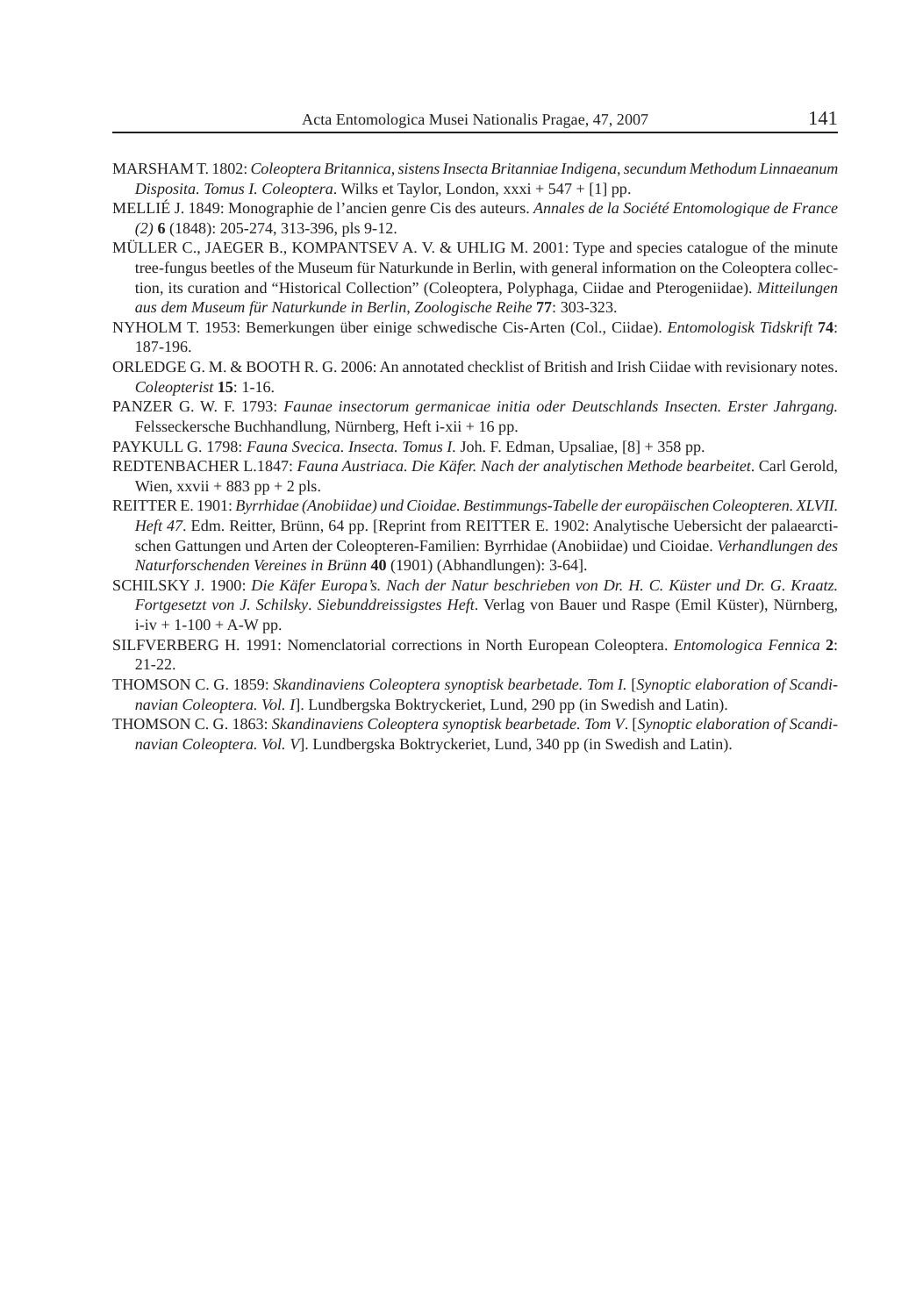MARSHAM T. 1802: *Coleoptera Britannica, sistens Insecta Britanniae Indigena, secundum Methodum Linnaeanum Disposita. Tomus I. Coleoptera*. Wilks et Taylor, London, xxxi + 547 + [1] pp.

MELLIÉ J. 1849: Monographie de l'ancien genre Cis des auteurs. *Annales de la Société Entomologique de France (2)* **6** (1848): 205-274, 313-396, pls 9-12.

MÜLLER C., JAEGER B., KOMPANTSEV A. V. & UHLIG M. 2001: Type and species catalogue of the minute tree-fungus beetles of the Museum für Naturkunde in Berlin, with general information on the Coleoptera collection, its curation and "Historical Collection" (Coleoptera, Polyphaga, Ciidae and Pterogeniidae). *Mitteilungen aus dem Museum für Naturkunde in Berlin, Zoologische Reihe* **77**: 303-323.

NYHOLM T. 1953: Bemerkungen über einige schwedische Cis-Arten (Col., Ciidae). *Entomologisk Tidskrift* **74**: 187-196.

ORLEDGE G. M. & BOOTH R. G. 2006: An annotated checklist of British and Irish Ciidae with revisionary notes. *Coleopterist* **15**: 1-16.

PANZER G. W. F. 1793: *Faunae insectorum germanicae initia oder Deutschlands Insecten. Erster Jahrgang.* Felsseckersche Buchhandlung, Nürnberg, Heft i-xii + 16 pp.

PAYKULL G. 1798: *Fauna Svecica. Insecta. Tomus I.* Joh. F. Edman, Upsaliae, [8] + 358 pp.

REDTENBACHER L.1847: *Fauna Austriaca. Die Käfer. Nach der analytischen Methode bearbeitet*. Carl Gerold, Wien, xxvii + 883 pp + 2 pls.

REITTER E. 1901: *Byrrhidae (Anobiidae) und Cioidae. Bestimmungs-Tabelle der europäischen Coleopteren. XLVII. Heft 47*. Edm. Reitter, Brünn, 64 pp. [Reprint from REITTER E. 1902: Analytische Uebersicht der palaearctischen Gattungen und Arten der Coleopteren-Familien: Byrrhidae (Anobiidae) und Cioidae. *Verhandlungen des Naturforschenden Vereines in Brünn* **40** (1901) (Abhandlungen): 3-64].

SCHILSKY J. 1900: *Die Käfer Europa's. Nach der Natur beschrieben von Dr. H. C. Küster und Dr. G. Kraatz. Fortgesetzt von J. Schilsky*. *Siebunddreissigstes Heft*. Verlag von Bauer und Raspe (Emil Küster), Nürnberg, i-iv + 1-100 + A-W pp.

SILFVERBERG H. 1991: Nomenclatorial corrections in North European Coleoptera. *Entomologica Fennica* **2**: 21-22.

THOMSON C. G. 1859: *Skandinaviens Coleoptera synoptisk bearbetade. Tom I.* [*Synoptic elaboration of Scandinavian Coleoptera. Vol. I*]. Lundbergska Boktryckeriet, Lund, 290 pp (in Swedish and Latin).

THOMSON C. G. 1863: *Skandinaviens Coleoptera synoptisk bearbetade. Tom V*. [*Synoptic elaboration of Scandinavian Coleoptera. Vol. V*]. Lundbergska Boktryckeriet, Lund, 340 pp (in Swedish and Latin).